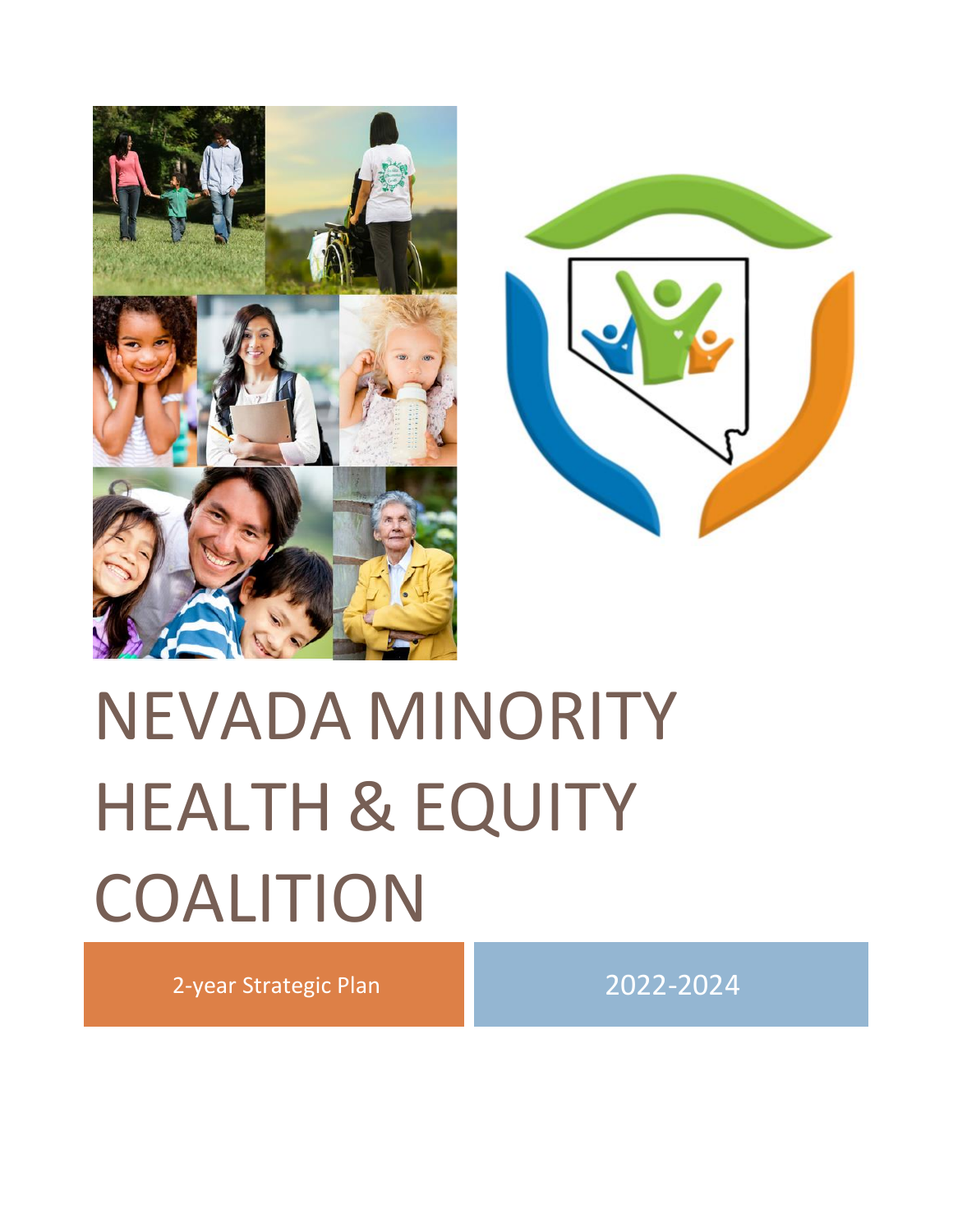# NEVADA MINORITY HEALTH & EQUITY COALITION

2-year Strategic Plan

2022-2024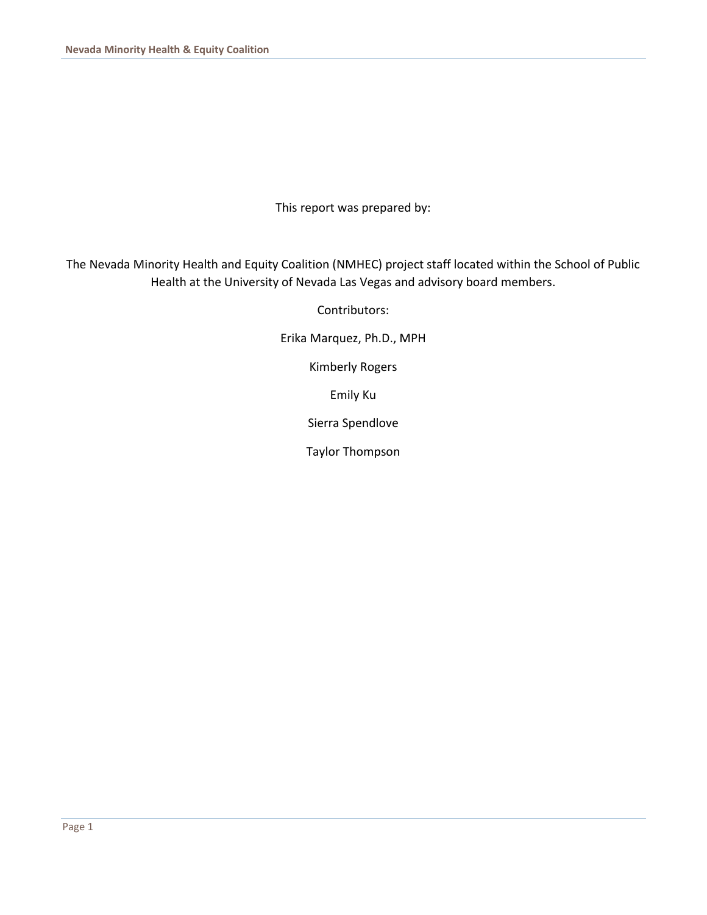This report was prepared by:

The Nevada Minority Health and Equity Coalition (NMHEC) project staff located within the School of Public Health at the University of Nevada Las Vegas and advisory board members.

Contributors:

Erika Marquez, Ph.D., MPH

Kimberly Rogers

Emily Ku

Sierra Spendlove

Taylor Thompson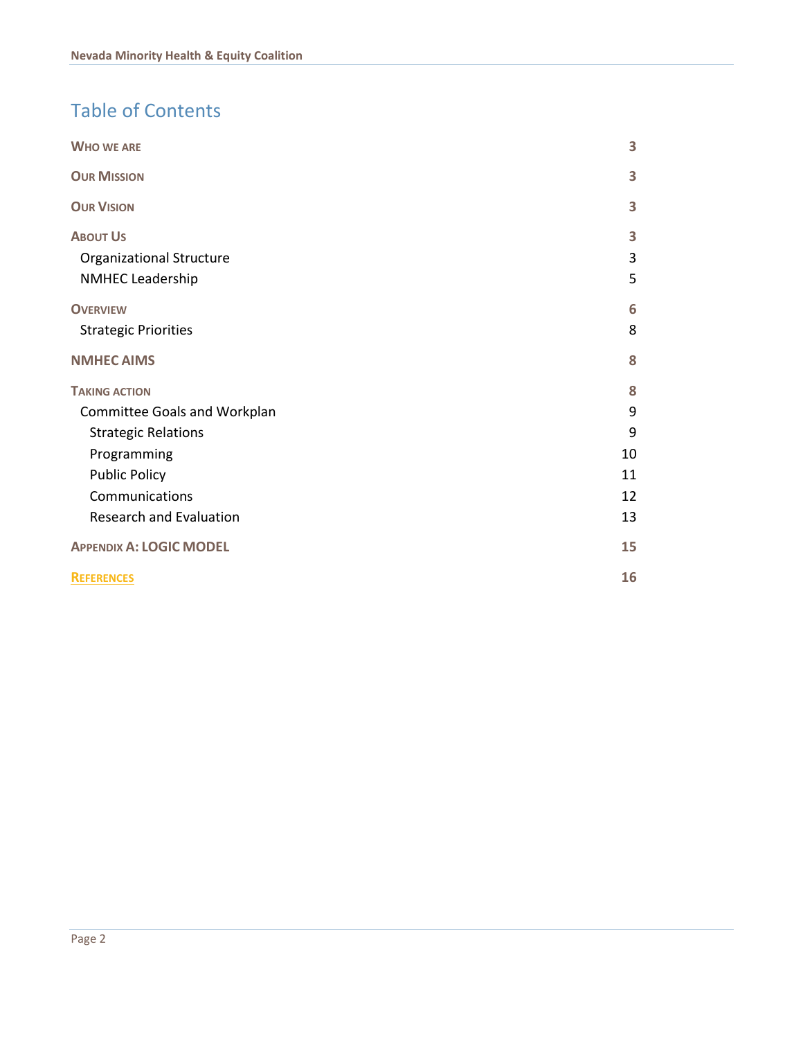# Table of Contents

| | |
|---|---|
| **WHO WE ARE** | **3** |
| **OUR MISSION** | **3** |
| **OUR VISION** | **3** |
| **ABOUT US** | **3** |
| Organizational Structure | 3 |
| NMHEC Leadership | 5 |
| **OVERVIEW** | **6** |
| Strategic Priorities | 8 |
| **NMHEC AIMS** | **8** |
| **TAKING ACTION** | **8** |
| Committee Goals and Workplan | 9 |
| Strategic Relations | 9 |
| Programming | 10 |
| Public Policy | 11 |
| Communications | 12 |
| Research and Evaluation | 13 |
| **APPENDIX A: LOGIC MODEL** | **15** |
| **REFERENCES** | **16** |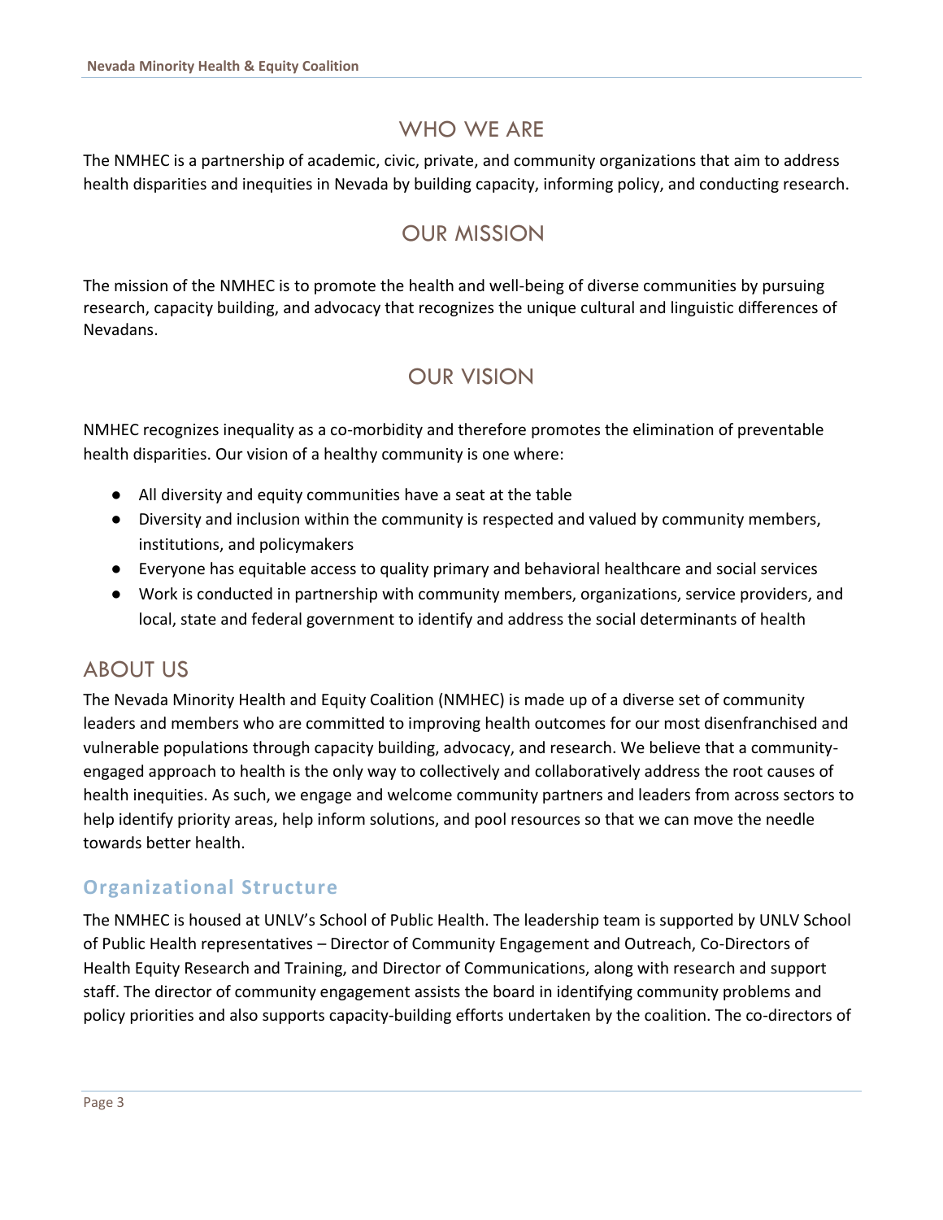## WHO WE ARE

The NMHEC is a partnership of academic, civic, private, and community organizations that aim to address health disparities and inequities in Nevada by building capacity, informing policy, and conducting research.

## OUR MISSION

The mission of the NMHEC is to promote the health and well-being of diverse communities by pursuing research, capacity building, and advocacy that recognizes the unique cultural and linguistic differences of Nevadans.

## OUR VISION

NMHEC recognizes inequality as a co-morbidity and therefore promotes the elimination of preventable health disparities. Our vision of a healthy community is one where:

- All diversity and equity communities have a seat at the table
- Diversity and inclusion within the community is respected and valued by community members, institutions, and policymakers
- Everyone has equitable access to quality primary and behavioral healthcare and social services
- Work is conducted in partnership with community members, organizations, service providers, and local, state and federal government to identify and address the social determinants of health

## ABOUT US

The Nevada Minority Health and Equity Coalition (NMHEC) is made up of a diverse set of community leaders and members who are committed to improving health outcomes for our most disenfranchised and vulnerable populations through capacity building, advocacy, and research. We believe that a community-engaged approach to health is the only way to collectively and collaboratively address the root causes of health inequities. As such, we engage and welcome community partners and leaders from across sectors to help identify priority areas, help inform solutions, and pool resources so that we can move the needle towards better health.

### Organizational Structure

The NMHEC is housed at UNLV's School of Public Health. The leadership team is supported by UNLV School of Public Health representatives – Director of Community Engagement and Outreach, Co-Directors of Health Equity Research and Training, and Director of Communications, along with research and support staff. The director of community engagement assists the board in identifying community problems and policy priorities and also supports capacity-building efforts undertaken by the coalition. The co-directors of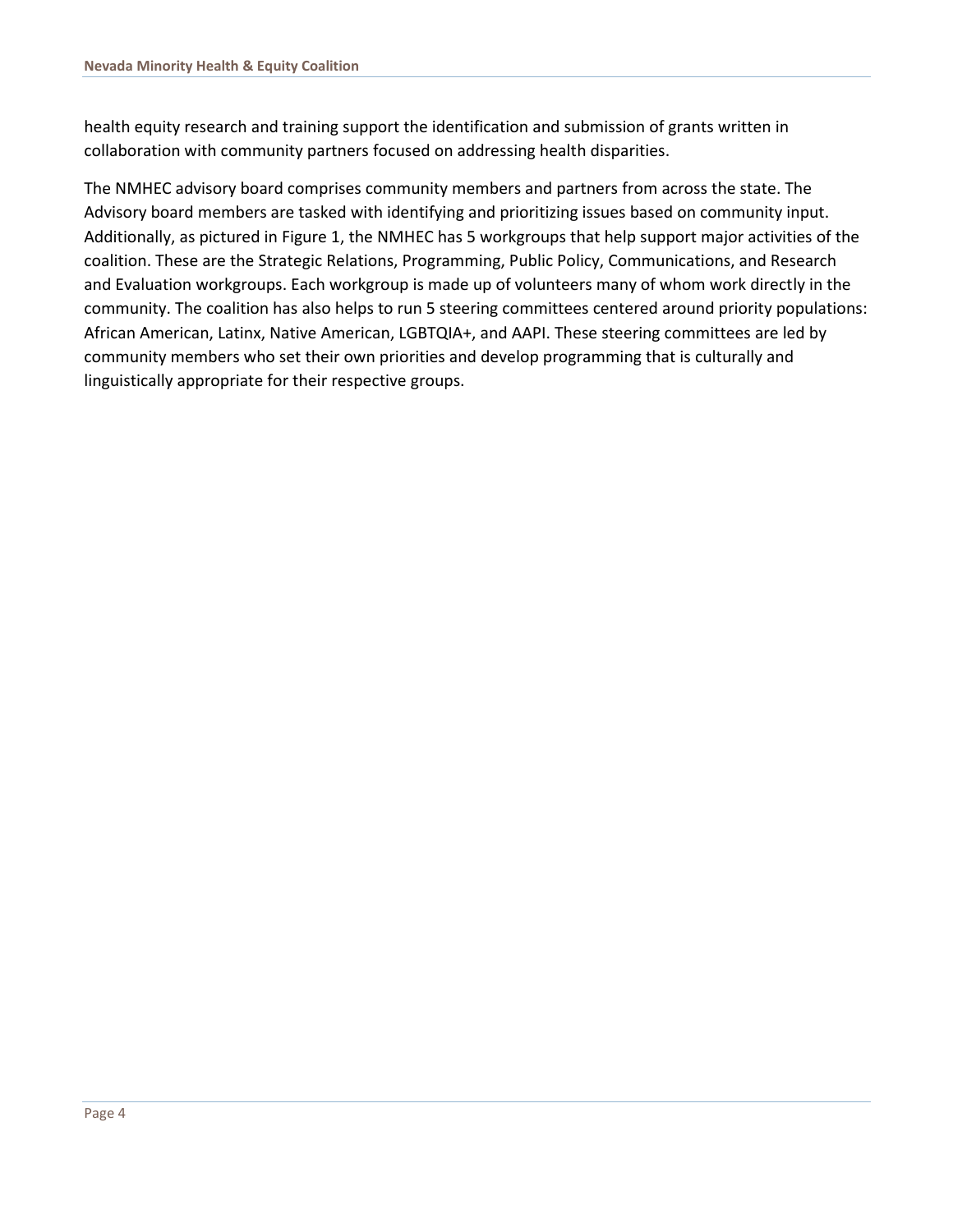health equity research and training support the identification and submission of grants written in collaboration with community partners focused on addressing health disparities.

The NMHEC advisory board comprises community members and partners from across the state. The Advisory board members are tasked with identifying and prioritizing issues based on community input. Additionally, as pictured in Figure 1, the NMHEC has 5 workgroups that help support major activities of the coalition. These are the Strategic Relations, Programming, Public Policy, Communications, and Research and Evaluation workgroups. Each workgroup is made up of volunteers many of whom work directly in the community. The coalition has also helps to run 5 steering committees centered around priority populations: African American, Latinx, Native American, LGBTQIA+, and AAPI. These steering committees are led by community members who set their own priorities and develop programming that is culturally and linguistically appropriate for their respective groups.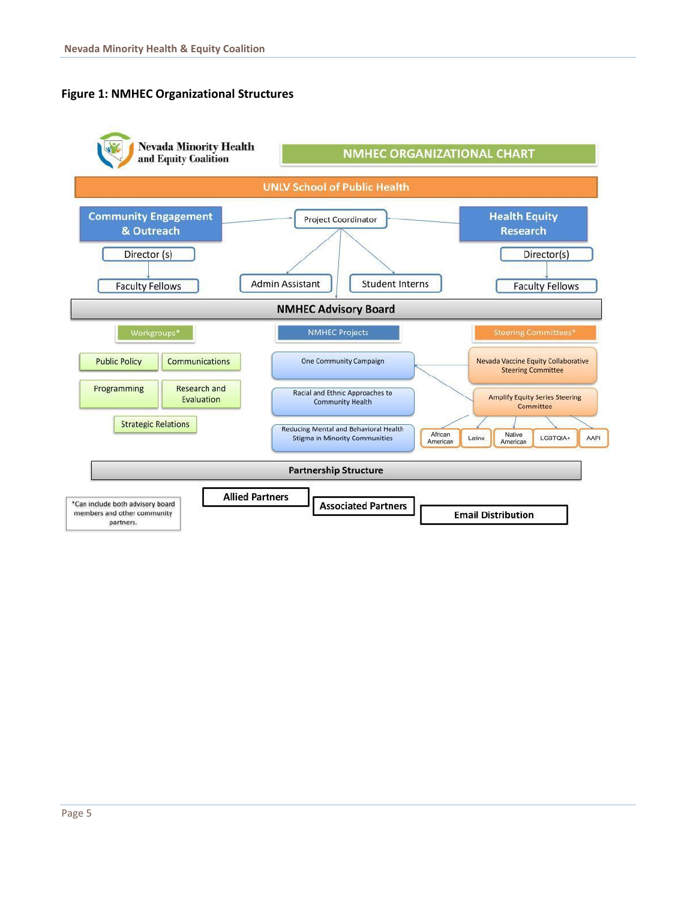**Figure 1: NMHEC Organizational Structures**

Nevada Minority Health and Equity Coalition

NMHEC ORGANIZATIONAL CHART

UNLV School of Public Health

- Community Engagement & Outreach
  - Director (s)
    - Faculty Fellows
- Project Coordinator
  - Admin Assistant
  - Student Interns
- Health Equity Research
  - Director(s)
    - Faculty Fellows

NMHEC Advisory Board

- Workgroups*
  - Public Policy
  - Communications
  - Programming
  - Research and Evaluation
  - Strategic Relations
- NMHEC Projects
  - One Community Campaign
  - Racial and Ethnic Approaches to Community Health
  - Reducing Mental and Behavioral Health Stigma in Minority Communities
- Steering Committees*
  - Nevada Vaccine Equity Collaborative Steering Committee
  - Amplify Equity Series Steering Committee
    - African American
    - Latinx
    - Native American
    - LGBTQIA+
    - AAPI

Partnership Structure

- Allied Partners
- Associated Partners
- Email Distribution

*Can include both advisory board members and other community partners.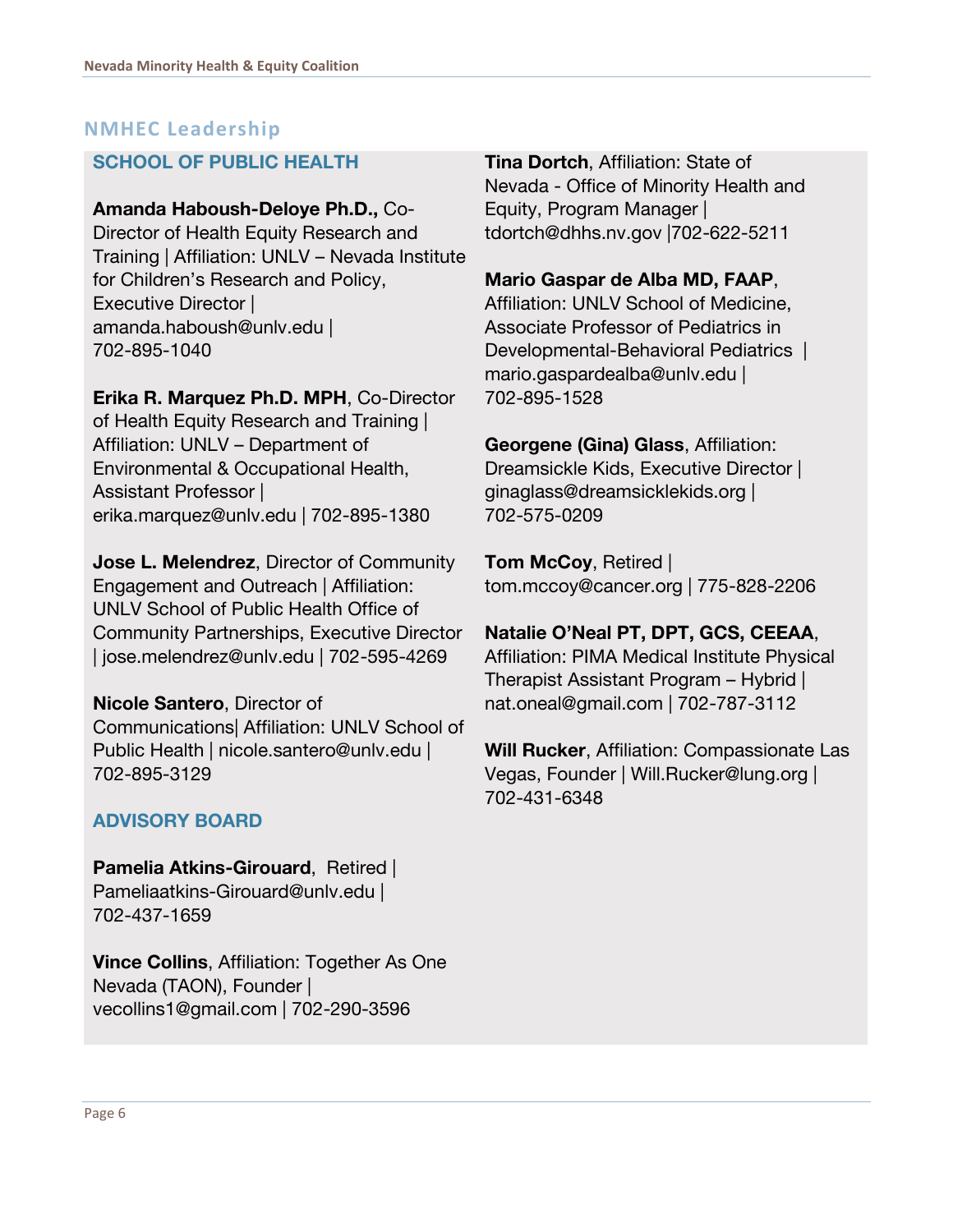## NMHEC Leadership

### SCHOOL OF PUBLIC HEALTH

**Amanda Haboush-Deloye Ph.D.**, Co-Director of Health Equity Research and Training | Affiliation: UNLV – Nevada Institute for Children's Research and Policy, Executive Director | amanda.haboush@unlv.edu | 702-895-1040

**Erika R. Marquez Ph.D. MPH**, Co-Director of Health Equity Research and Training | Affiliation: UNLV – Department of Environmental & Occupational Health, Assistant Professor | erika.marquez@unlv.edu | 702-895-1380

**Jose L. Melendrez**, Director of Community Engagement and Outreach | Affiliation: UNLV School of Public Health Office of Community Partnerships, Executive Director | jose.melendrez@unlv.edu | 702-595-4269

**Nicole Santero**, Director of Communications| Affiliation: UNLV School of Public Health | nicole.santero@unlv.edu | 702-895-3129

### ADVISORY BOARD

**Pamelia Atkins-Girouard**, Retired | Pameliaatkins-Girouard@unlv.edu | 702-437-1659

**Vince Collins**, Affiliation: Together As One Nevada (TAON), Founder | vecollins1@gmail.com | 702-290-3596

**Tina Dortch**, Affiliation: State of Nevada - Office of Minority Health and Equity, Program Manager | tdortch@dhhs.nv.gov |702-622-5211

**Mario Gaspar de Alba MD, FAAP**, Affiliation: UNLV School of Medicine, Associate Professor of Pediatrics in Developmental-Behavioral Pediatrics | mario.gaspardealba@unlv.edu | 702-895-1528

**Georgene (Gina) Glass**, Affiliation: Dreamsickle Kids, Executive Director | ginaglass@dreamsicklekids.org | 702-575-0209

**Tom McCoy**, Retired | tom.mccoy@cancer.org | 775-828-2206

**Natalie O'Neal PT, DPT, GCS, CEEAA**, Affiliation: PIMA Medical Institute Physical Therapist Assistant Program – Hybrid | nat.oneal@gmail.com | 702-787-3112

**Will Rucker**, Affiliation: Compassionate Las Vegas, Founder | Will.Rucker@lung.org | 702-431-6348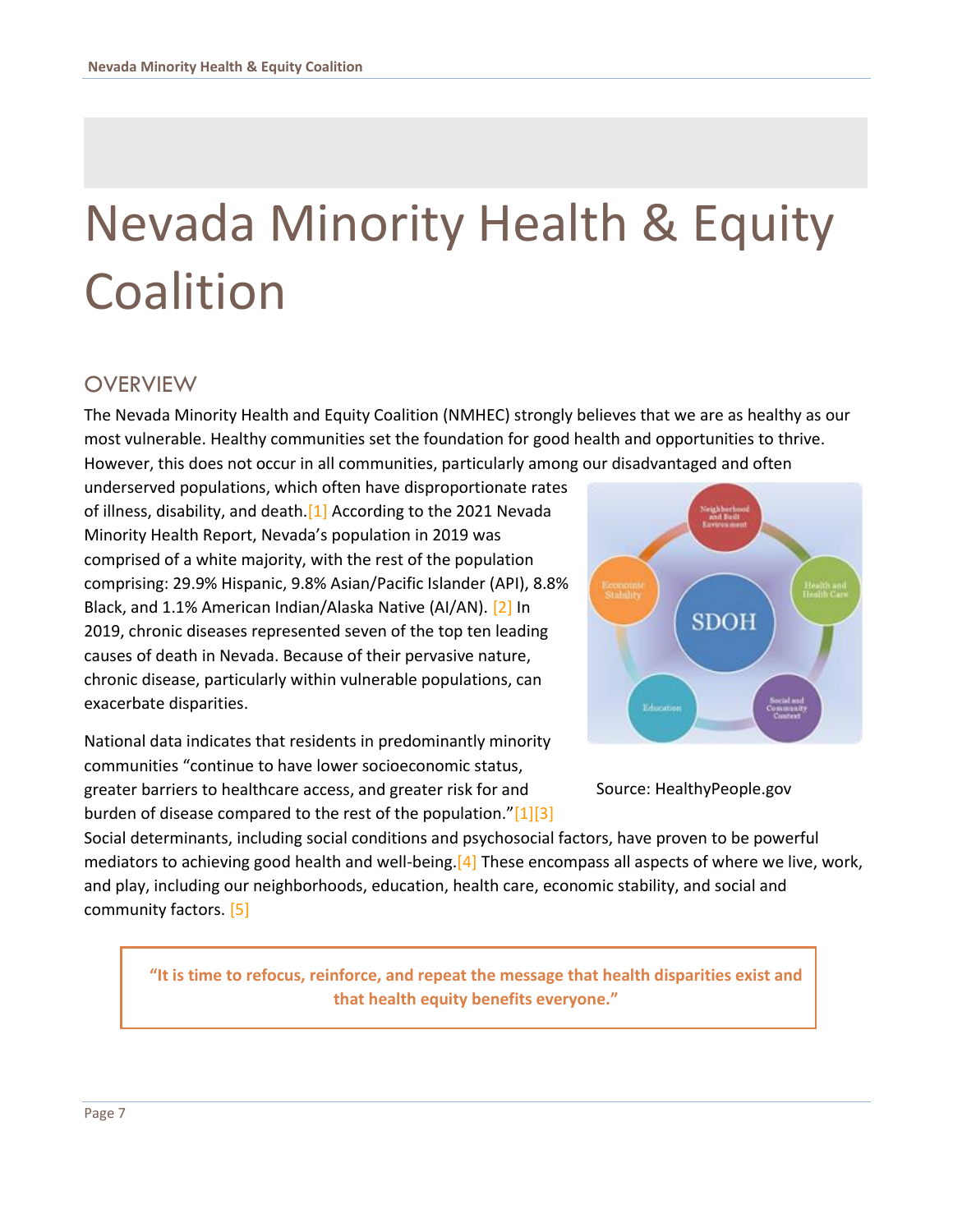# Nevada Minority Health & Equity Coalition

## OVERVIEW

The Nevada Minority Health and Equity Coalition (NMHEC) strongly believes that we are as healthy as our most vulnerable. Healthy communities set the foundation for good health and opportunities to thrive. However, this does not occur in all communities, particularly among our disadvantaged and often underserved populations, which often have disproportionate rates of illness, disability, and death.[1] According to the 2021 Nevada Minority Health Report, Nevada's population in 2019 was comprised of a white majority, with the rest of the population comprising: 29.9% Hispanic, 9.8% Asian/Pacific Islander (API), 8.8% Black, and 1.1% American Indian/Alaska Native (AI/AN). [2] In 2019, chronic diseases represented seven of the top ten leading causes of death in Nevada. Because of their pervasive nature, chronic disease, particularly within vulnerable populations, can exacerbate disparities.

Source: HealthyPeople.gov

National data indicates that residents in predominantly minority communities "continue to have lower socioeconomic status, greater barriers to healthcare access, and greater risk for and burden of disease compared to the rest of the population."[1][3] Social determinants, including social conditions and psychosocial factors, have proven to be powerful mediators to achieving good health and well-being.[4] These encompass all aspects of where we live, work, and play, including our neighborhoods, education, health care, economic stability, and social and community factors. [5]

> **"It is time to refocus, reinforce, and repeat the message that health disparities exist and that health equity benefits everyone."**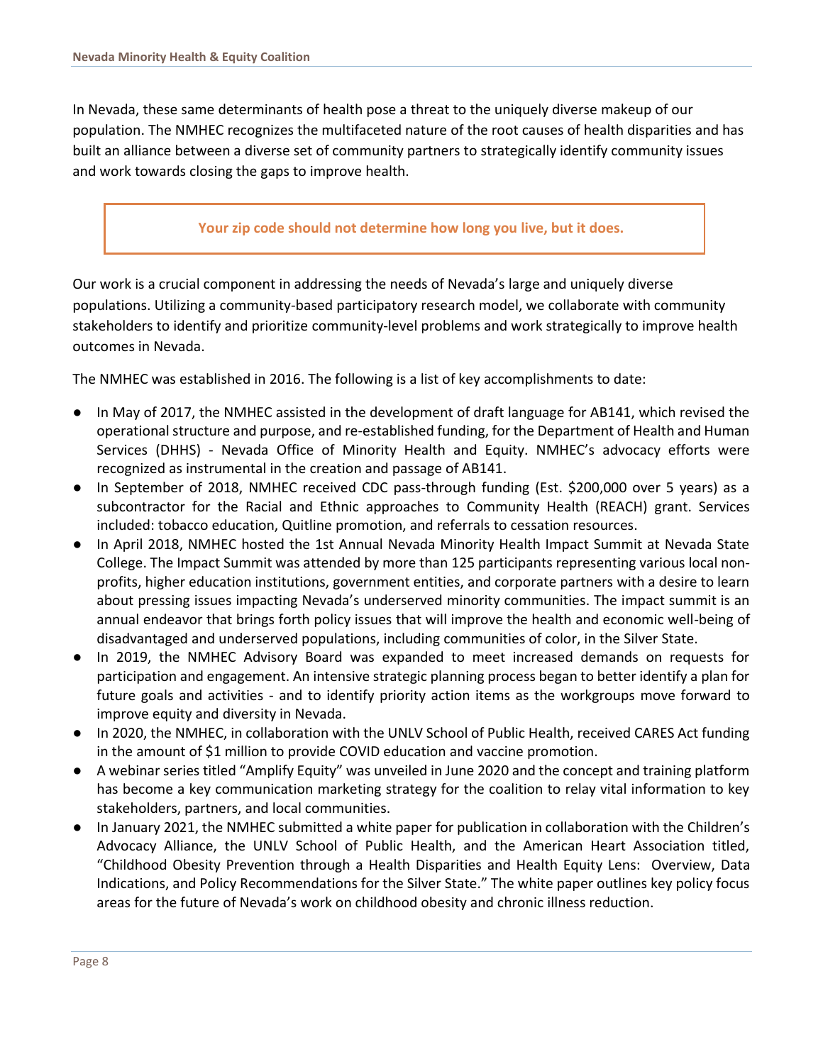In Nevada, these same determinants of health pose a threat to the uniquely diverse makeup of our population. The NMHEC recognizes the multifaceted nature of the root causes of health disparities and has built an alliance between a diverse set of community partners to strategically identify community issues and work towards closing the gaps to improve health.

**Your zip code should not determine how long you live, but it does.**

Our work is a crucial component in addressing the needs of Nevada's large and uniquely diverse populations. Utilizing a community-based participatory research model, we collaborate with community stakeholders to identify and prioritize community-level problems and work strategically to improve health outcomes in Nevada.

The NMHEC was established in 2016. The following is a list of key accomplishments to date:

- In May of 2017, the NMHEC assisted in the development of draft language for AB141, which revised the operational structure and purpose, and re-established funding, for the Department of Health and Human Services (DHHS) - Nevada Office of Minority Health and Equity. NMHEC's advocacy efforts were recognized as instrumental in the creation and passage of AB141.
- In September of 2018, NMHEC received CDC pass-through funding (Est. $200,000 over 5 years) as a subcontractor for the Racial and Ethnic approaches to Community Health (REACH) grant. Services included: tobacco education, Quitline promotion, and referrals to cessation resources.
- In April 2018, NMHEC hosted the 1st Annual Nevada Minority Health Impact Summit at Nevada State College. The Impact Summit was attended by more than 125 participants representing various local non-profits, higher education institutions, government entities, and corporate partners with a desire to learn about pressing issues impacting Nevada's underserved minority communities. The impact summit is an annual endeavor that brings forth policy issues that will improve the health and economic well-being of disadvantaged and underserved populations, including communities of color, in the Silver State.
- In 2019, the NMHEC Advisory Board was expanded to meet increased demands on requests for participation and engagement. An intensive strategic planning process began to better identify a plan for future goals and activities - and to identify priority action items as the workgroups move forward to improve equity and diversity in Nevada.
- In 2020, the NMHEC, in collaboration with the UNLV School of Public Health, received CARES Act funding in the amount of $1 million to provide COVID education and vaccine promotion.
- A webinar series titled "Amplify Equity" was unveiled in June 2020 and the concept and training platform has become a key communication marketing strategy for the coalition to relay vital information to key stakeholders, partners, and local communities.
- In January 2021, the NMHEC submitted a white paper for publication in collaboration with the Children's Advocacy Alliance, the UNLV School of Public Health, and the American Heart Association titled, "Childhood Obesity Prevention through a Health Disparities and Health Equity Lens: Overview, Data Indications, and Policy Recommendations for the Silver State." The white paper outlines key policy focus areas for the future of Nevada's work on childhood obesity and chronic illness reduction.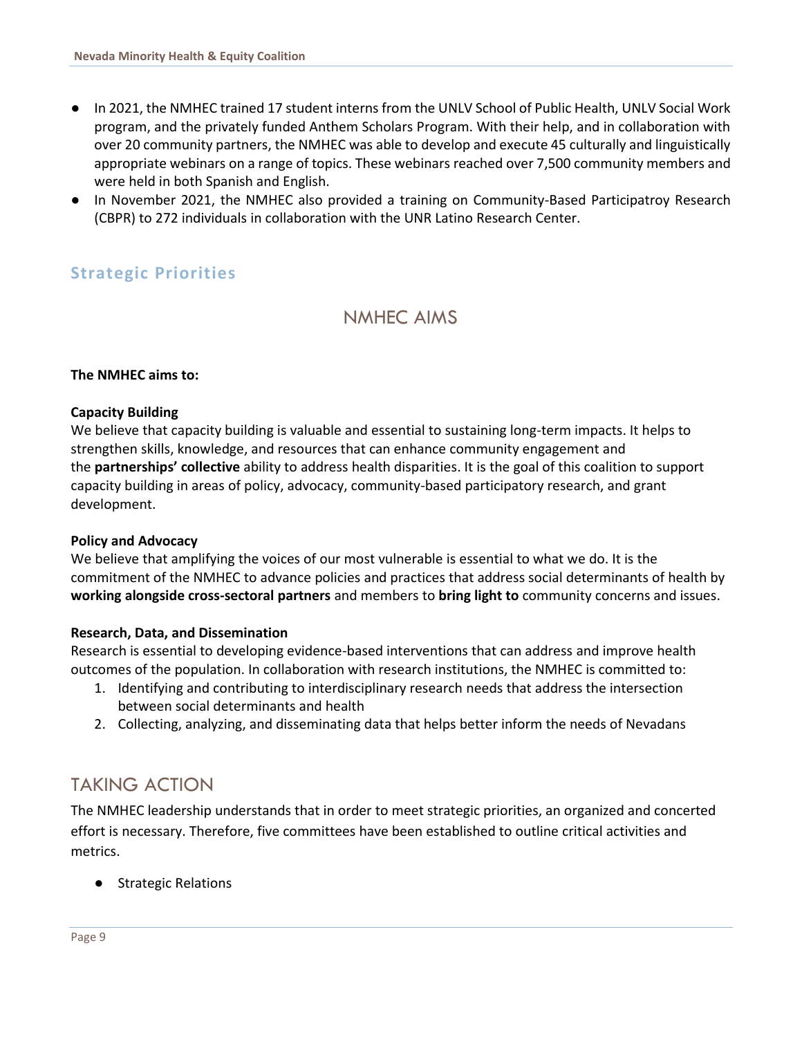- In 2021, the NMHEC trained 17 student interns from the UNLV School of Public Health, UNLV Social Work program, and the privately funded Anthem Scholars Program. With their help, and in collaboration with over 20 community partners, the NMHEC was able to develop and execute 45 culturally and linguistically appropriate webinars on a range of topics. These webinars reached over 7,500 community members and were held in both Spanish and English.
- In November 2021, the NMHEC also provided a training on Community-Based Participatroy Research (CBPR) to 272 individuals in collaboration with the UNR Latino Research Center.

## Strategic Priorities

### NMHEC AIMS

**The NMHEC aims to:**

**Capacity Building**
We believe that capacity building is valuable and essential to sustaining long-term impacts. It helps to strengthen skills, knowledge, and resources that can enhance community engagement and the **partnerships' collective** ability to address health disparities. It is the goal of this coalition to support capacity building in areas of policy, advocacy, community-based participatory research, and grant development.

**Policy and Advocacy**
We believe that amplifying the voices of our most vulnerable is essential to what we do. It is the commitment of the NMHEC to advance policies and practices that address social determinants of health by **working alongside cross-sectoral partners** and members to **bring light to** community concerns and issues.

**Research, Data, and Dissemination**
Research is essential to developing evidence-based interventions that can address and improve health outcomes of the population. In collaboration with research institutions, the NMHEC is committed to:

1. Identifying and contributing to interdisciplinary research needs that address the intersection between social determinants and health
2. Collecting, analyzing, and disseminating data that helps better inform the needs of Nevadans

## TAKING ACTION

The NMHEC leadership understands that in order to meet strategic priorities, an organized and concerted effort is necessary. Therefore, five committees have been established to outline critical activities and metrics.

- Strategic Relations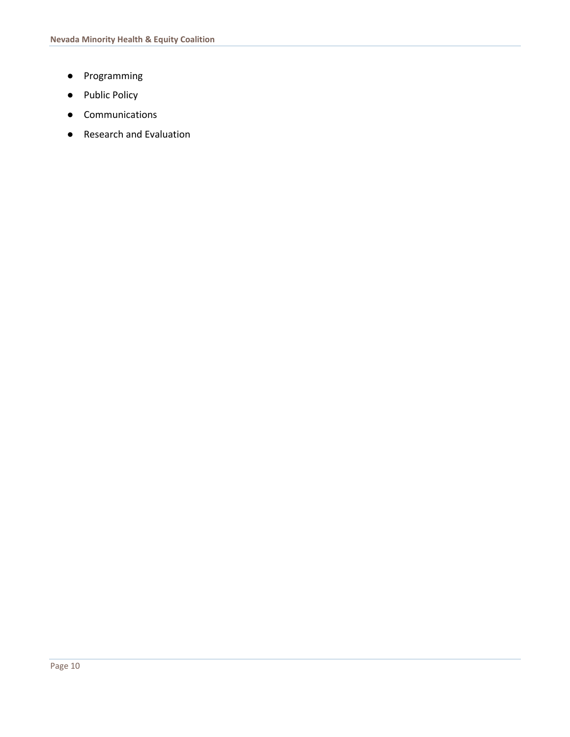- Programming
- Public Policy
- Communications
- Research and Evaluation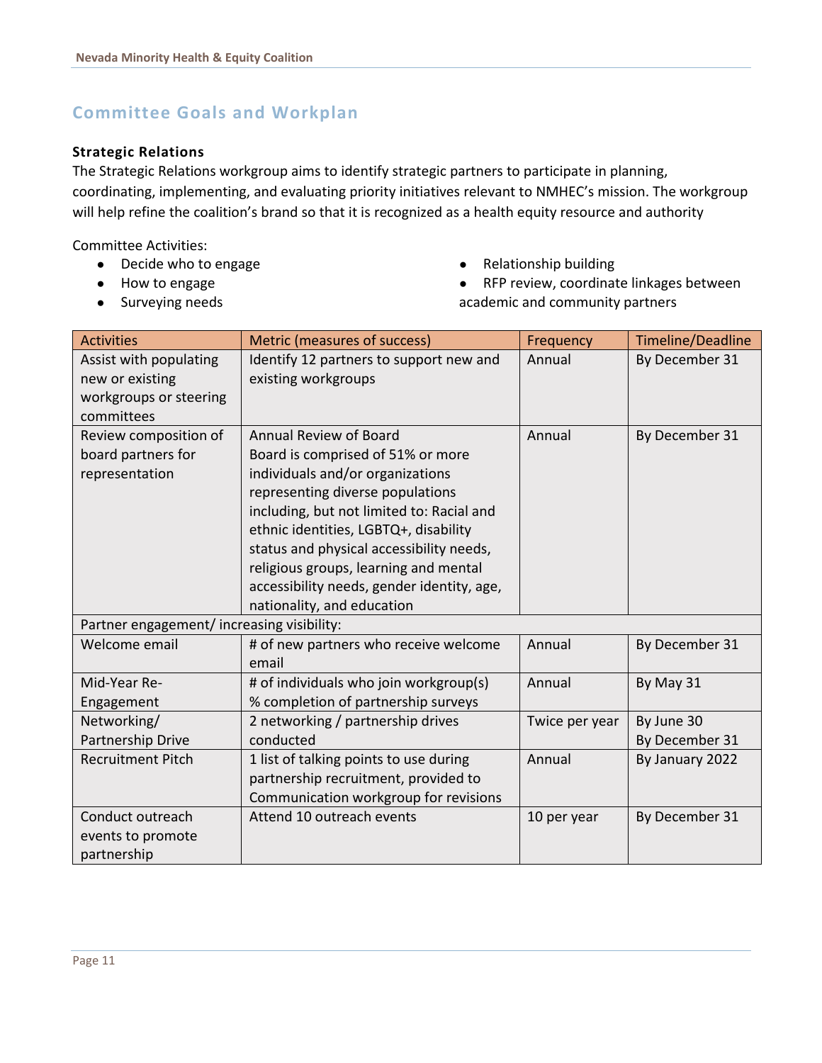## Committee Goals and Workplan

### Strategic Relations

The Strategic Relations workgroup aims to identify strategic partners to participate in planning, coordinating, implementing, and evaluating priority initiatives relevant to NMHEC's mission. The workgroup will help refine the coalition's brand so that it is recognized as a health equity resource and authority

Committee Activities:

- Decide who to engage
- How to engage
- Surveying needs
- Relationship building
- RFP review, coordinate linkages between academic and community partners

| Activities | Metric (measures of success) | Frequency | Timeline/Deadline |
|---|---|---|---|
| Assist with populating new or existing workgroups or steering committees | Identify 12 partners to support new and existing workgroups | Annual | By December 31 |
| Review composition of board partners for representation | Annual Review of Board<br>Board is comprised of 51% or more individuals and/or organizations representing diverse populations including, but not limited to: Racial and ethnic identities, LGBTQ+, disability status and physical accessibility needs, religious groups, learning and mental accessibility needs, gender identity, age, nationality, and education | Annual | By December 31 |
| Partner engagement/ increasing visibility: | | | |
| Welcome email | # of new partners who receive welcome email | Annual | By December 31 |
| Mid-Year Re-Engagement | # of individuals who join workgroup(s)<br>% completion of partnership surveys | Annual | By May 31 |
| Networking/ Partnership Drive | 2 networking / partnership drives conducted | Twice per year | By June 30<br>By December 31 |
| Recruitment Pitch | 1 list of talking points to use during partnership recruitment, provided to Communication workgroup for revisions | Annual | By January 2022 |
| Conduct outreach events to promote partnership | Attend 10 outreach events | 10 per year | By December 31 |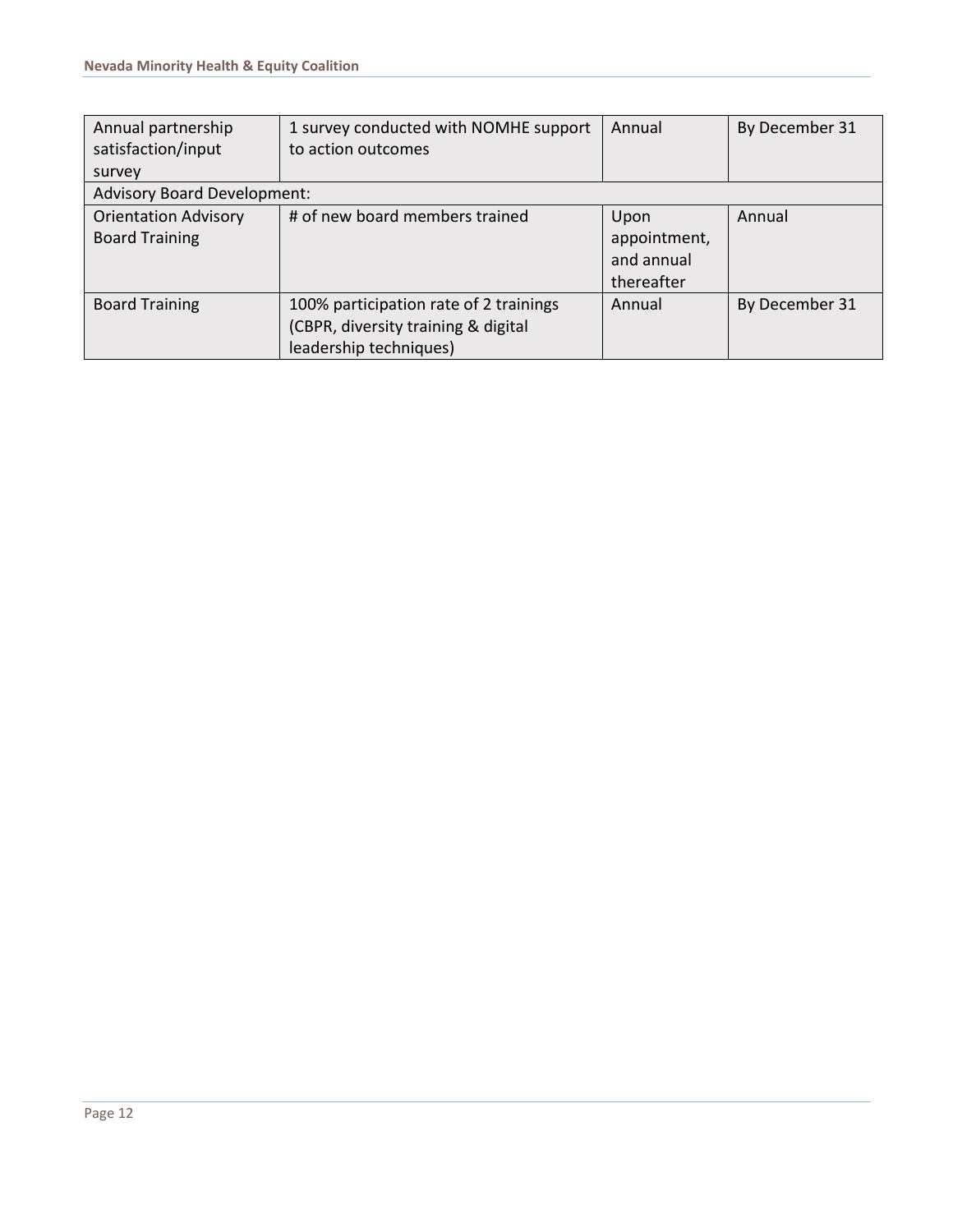| Annual partnership satisfaction/input survey | 1 survey conducted with NOMHE support to action outcomes | Annual | By December 31 |
|---|---|---|---|
| Advisory Board Development: | | | |
| Orientation Advisory Board Training | # of new board members trained | Upon appointment, and annual thereafter | Annual |
| Board Training | 100% participation rate of 2 trainings (CBPR, diversity training & digital leadership techniques) | Annual | By December 31 |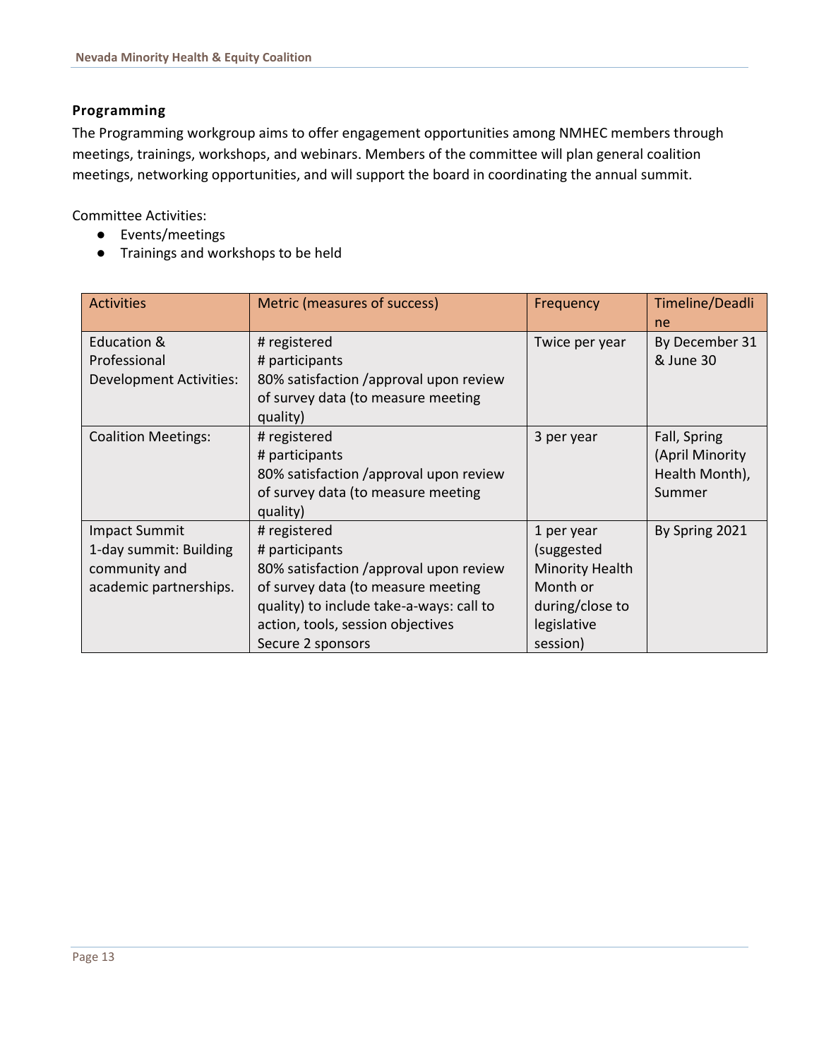## Programming

The Programming workgroup aims to offer engagement opportunities among NMHEC members through meetings, trainings, workshops, and webinars. Members of the committee will plan general coalition meetings, networking opportunities, and will support the board in coordinating the annual summit.

Committee Activities:

- Events/meetings
- Trainings and workshops to be held

| Activities | Metric (measures of success) | Frequency | Timeline/Deadline |
|---|---|---|---|
| Education & Professional Development Activities: | # registered<br># participants<br>80% satisfaction /approval upon review of survey data (to measure meeting quality) | Twice per year | By December 31 & June 30 |
| Coalition Meetings: | # registered<br># participants<br>80% satisfaction /approval upon review of survey data (to measure meeting quality) | 3 per year | Fall, Spring (April Minority Health Month), Summer |
| Impact Summit<br>1-day summit: Building community and academic partnerships. | # registered<br># participants<br>80% satisfaction /approval upon review of survey data (to measure meeting quality) to include take-a-ways: call to action, tools, session objectives<br>Secure 2 sponsors | 1 per year (suggested Minority Health Month or during/close to legislative session) | By Spring 2021 |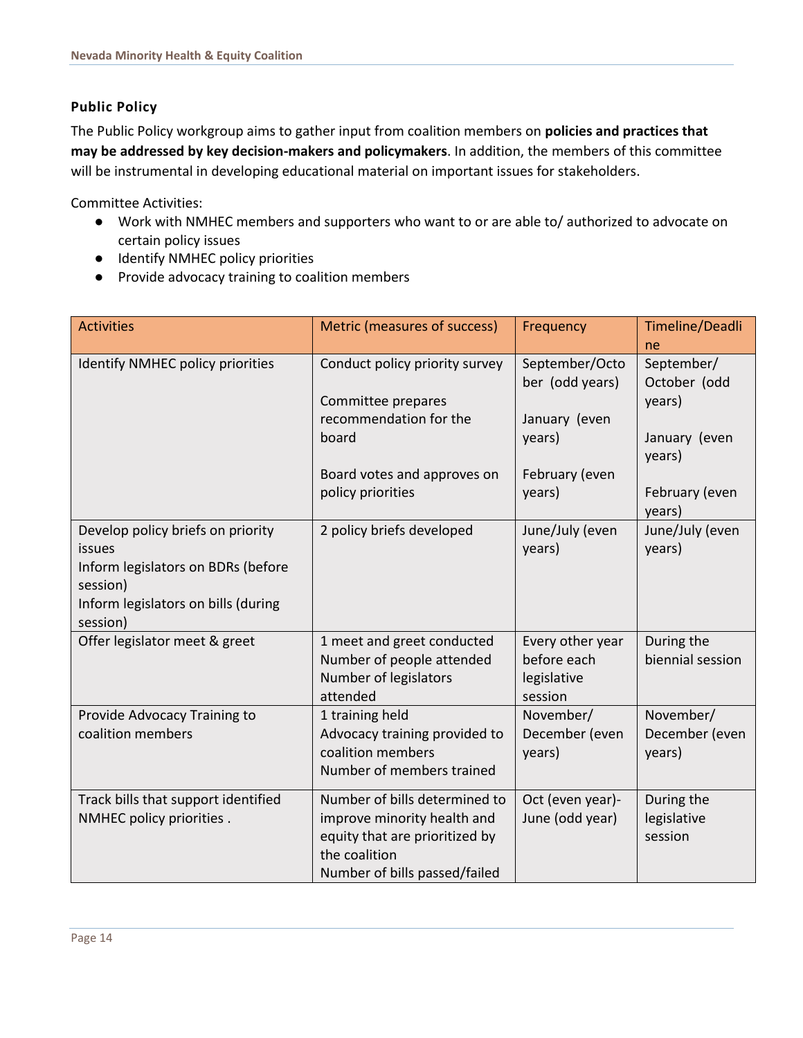### Public Policy

The Public Policy workgroup aims to gather input from coalition members on **policies and practices that may be addressed by key decision-makers and policymakers**. In addition, the members of this committee will be instrumental in developing educational material on important issues for stakeholders.

Committee Activities:

- Work with NMHEC members and supporters who want to or are able to/ authorized to advocate on certain policy issues
- Identify NMHEC policy priorities
- Provide advocacy training to coalition members

| Activities | Metric (measures of success) | Frequency | Timeline/Deadline |
|---|---|---|---|
| Identify NMHEC policy priorities | Conduct policy priority survey<br><br>Committee prepares recommendation for the board<br><br>Board votes and approves on policy priorities | September/October (odd years)<br><br>January (even years)<br><br>February (even years) | September/ October (odd years)<br><br>January (even years)<br><br>February (even years) |
| Develop policy briefs on priority issues<br>Inform legislators on BDRs (before session)<br>Inform legislators on bills (during session) | 2 policy briefs developed | June/July (even years) | June/July (even years) |
| Offer legislator meet & greet | 1 meet and greet conducted<br>Number of people attended<br>Number of legislators attended | Every other year before each legislative session | During the biennial session |
| Provide Advocacy Training to coalition members | 1 training held<br>Advocacy training provided to coalition members<br>Number of members trained | November/ December (even years) | November/ December (even years) |
| Track bills that support identified NMHEC policy priorities . | Number of bills determined to improve minority health and equity that are prioritized by the coalition<br>Number of bills passed/failed | Oct (even year)- June (odd year) | During the legislative session |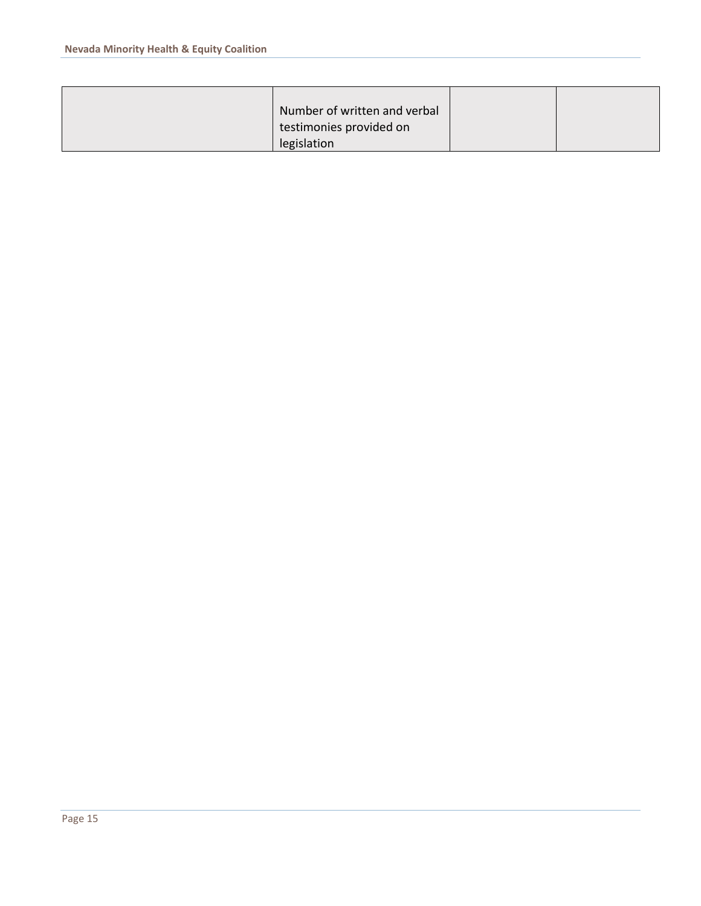| | | | |
|---|---|---|---|
| | Number of written and verbal testimonies provided on legislation | | |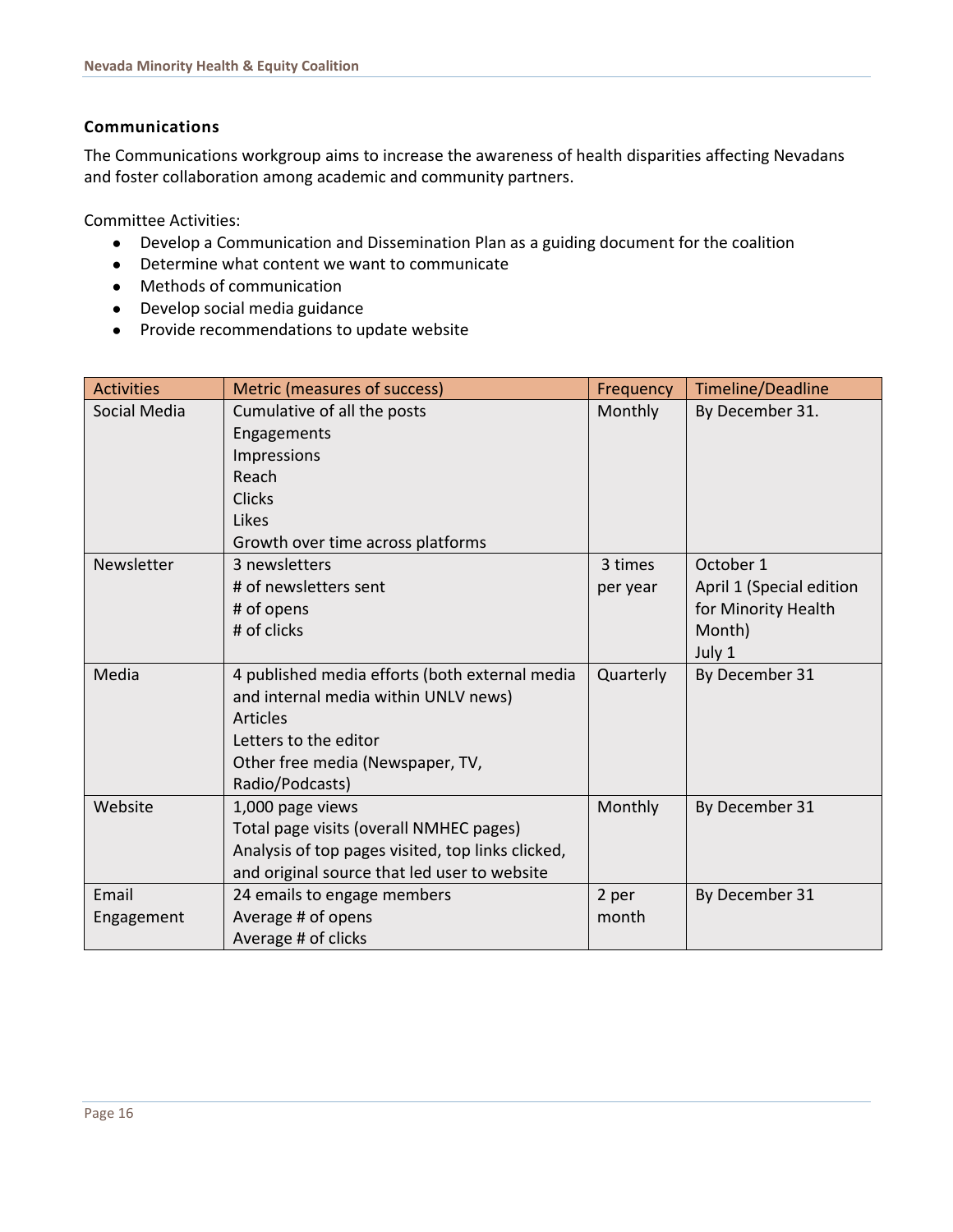### Communications

The Communications workgroup aims to increase the awareness of health disparities affecting Nevadans and foster collaboration among academic and community partners.

Committee Activities:

- Develop a Communication and Dissemination Plan as a guiding document for the coalition
- Determine what content we want to communicate
- Methods of communication
- Develop social media guidance
- Provide recommendations to update website

| Activities | Metric (measures of success) | Frequency | Timeline/Deadline |
|---|---|---|---|
| Social Media | Cumulative of all the posts<br>Engagements<br>Impressions<br>Reach<br>Clicks<br>Likes<br>Growth over time across platforms | Monthly | By December 31. |
| Newsletter | 3 newsletters<br># of newsletters sent<br># of opens<br># of clicks | 3 times per year | October 1<br>April 1 (Special edition for Minority Health Month)<br>July 1 |
| Media | 4 published media efforts (both external media and internal media within UNLV news)<br>Articles<br>Letters to the editor<br>Other free media (Newspaper, TV, Radio/Podcasts) | Quarterly | By December 31 |
| Website | 1,000 page views<br>Total page visits (overall NMHEC pages)<br>Analysis of top pages visited, top links clicked, and original source that led user to website | Monthly | By December 31 |
| Email Engagement | 24 emails to engage members<br>Average # of opens<br>Average # of clicks | 2 per month | By December 31 |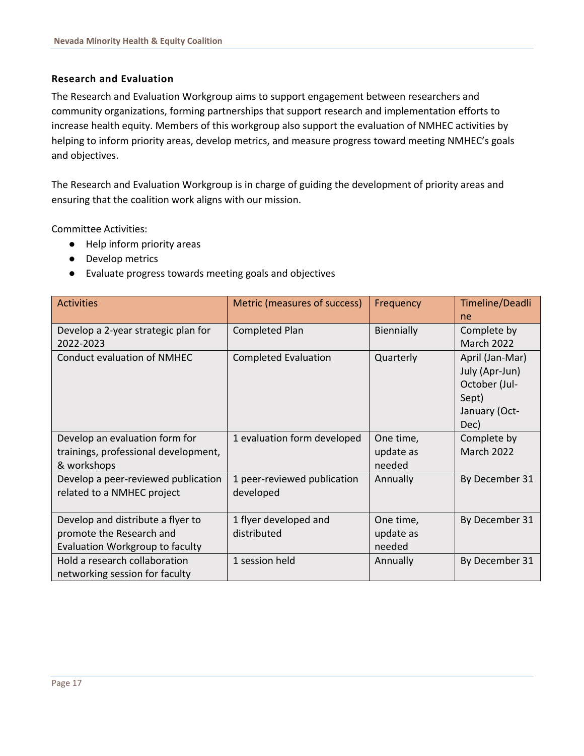### Research and Evaluation

The Research and Evaluation Workgroup aims to support engagement between researchers and community organizations, forming partnerships that support research and implementation efforts to increase health equity. Members of this workgroup also support the evaluation of NMHEC activities by helping to inform priority areas, develop metrics, and measure progress toward meeting NMHEC's goals and objectives.

The Research and Evaluation Workgroup is in charge of guiding the development of priority areas and ensuring that the coalition work aligns with our mission.

Committee Activities:

- Help inform priority areas
- Develop metrics
- Evaluate progress towards meeting goals and objectives

| Activities | Metric (measures of success) | Frequency | Timeline/Deadline |
|---|---|---|---|
| Develop a 2-year strategic plan for 2022-2023 | Completed Plan | Biennially | Complete by March 2022 |
| Conduct evaluation of NMHEC | Completed Evaluation | Quarterly | April (Jan-Mar) July (Apr-Jun) October (Jul-Sept) January (Oct-Dec) |
| Develop an evaluation form for trainings, professional development, & workshops | 1 evaluation form developed | One time, update as needed | Complete by March 2022 |
| Develop a peer-reviewed publication related to a NMHEC project | 1 peer-reviewed publication developed | Annually | By December 31 |
| Develop and distribute a flyer to promote the Research and Evaluation Workgroup to faculty | 1 flyer developed and distributed | One time, update as needed | By December 31 |
| Hold a research collaboration networking session for faculty | 1 session held | Annually | By December 31 |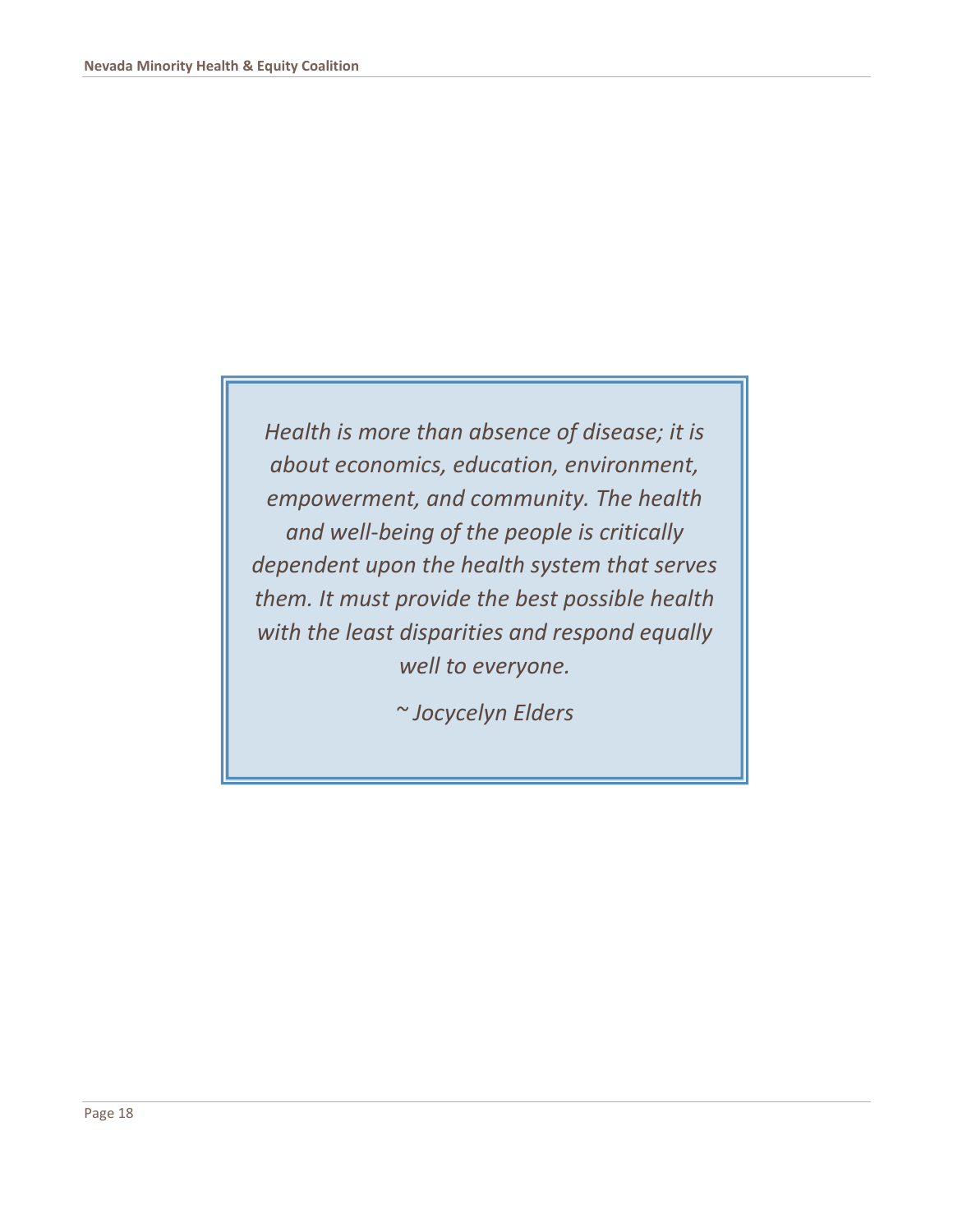*Health is more than absence of disease; it is about economics, education, environment, empowerment, and community. The health and well-being of the people is critically dependent upon the health system that serves them. It must provide the best possible health with the least disparities and respond equally well to everyone.*

*~ Jocycelyn Elders*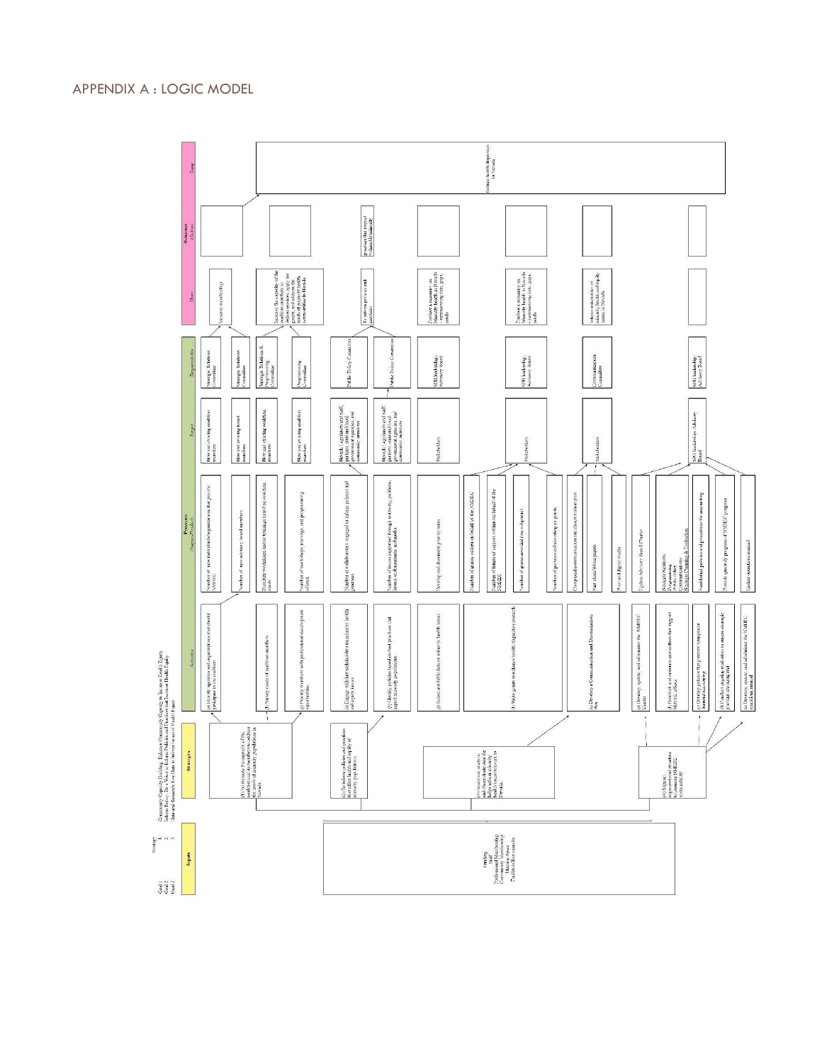## APPENDIX A : LOGIC MODEL

| Goal | Strategy |
|---|---|
| Goal 1 | 1 |
| Goal 2 | 2 |
| Goal 3 | 3 |

Community Capacity Building: Enhance Community Capacity to Increase Health Equity
Inform Policy: Be a Voice to Inform Policies and Practices that Increase Health Equity
Data and Research: Use Data to Inform Issues of Health Equity

| Inputs | Strategies | Activities | Processes (Outputs/Products) | Target | Responsible | Outcomes: Short | Outcomes: Medium | Outcomes: Long |
|---|---|---|---|---|---|---|---|---|
| Funding, Staff, Professional Membership, Community Membership, Meeting Space, Facilitation capacity | (1) To increase the capacity of the coalition and its members to address the needs of minority populations in Nevada. | (a) Identify agencies and organizations that should participate in the coalition | Number of new individuals/organizations that join the NMHEC | New and existing coalition members | Strategic Relations Committee | Increase membership | | Reduce health disparities in Nevada |
| | | | Number of new advisory board members | New and existing board members | Strategic Relations Committee | | | |
| | | (b) Survey needs of coalition members | Facilitate workshops and/or trainings based on coalition needs | New and existing coalition members | Strategic Relations & Programming Committee | Increase the capacity of the coalition members to better serve, apply for grants, and address the needs of minority health communities in Nevada | | |
| | | (c) Provide members with professional development opportunities | Number of workshops, trainings, and programming offered | New and existing coalition members | Programming Committee | | | |
| | (2) To inform policies and practices that affect health and equity of minority populations. | (a) Engage with key stakeholders on minority health and equity issues | Number of collaboratives engaged in to inform policies and practices | Nevada Legislators and Staff, partners, state and local government agencies, and community members | Public Policy Committee | To inform policies and practices | practices that increase health and equity | |
| | | (b) Identify policies based on best practices that impact minority populations | Number of issues supported through testimony, petitions, letters of advocacy, or brief(s) | Nevada Legislators and Staff, partners, state and local government agencies, and community members | Public Policy Committee | | | |
| | (3) To conduct, analyze, and disseminate data that helps inform minority health issues relevant to Nevada. | (a) Assess and ID/S data on minority health issues | Develop and document priority issues | Stakeholders | SPH leadership; Advisory Board | Produce a summary on Minority Health in Nevada – summarizing data, gaps, needs | | |
| | | (b) Write grants to advance health disparities research | Number of grants written on behalf of the NMHEC | Stakeholders | SPH leadership; Advisory Board | Produce a summary on Minority Health in Nevada – summarizing data, gaps, needs | | |
| | | | Number of letters of support written on behalf of the NMHEC | | | | | |
| | | | Number of grants awarded (as subgrants) | | | | | |
| | | | Number of partners collaborating on grants | | | | | |
| | | (c) Develop a Communication and Dissemination Plan | Completed communication and dissemination plan | Stakeholders | Communications Committee | Inform stakeholders of minority health and equity issues in Nevada | | |
| | | | Fact sheets/white papers | | | | | |
| | | | Print and digital media | | | | | |
| | (4) Sustain organizational structure to maintain NMHEC sustainability | (a) Develop, update and administer the NMHEC Charter | Update Advisory Board Charter | SPH leadership; Advisory Board | SPH leadership; Advisory Board | | | |
| | | (b) Establish and maintain committees that support NMHEC efforts | Strategic Relations, Programming, Public Policy, Communications, Strategic Planning & Evaluation | | | | | |
| | | (c) Develop policies that promote transparent internal accountability | Established policies and procedures for accounting | | | | | |
| | | (d) Conduct ongoing evaluations to ensure strategic priorities are being met | Provide quarterly progress of NMHEC progress | | | | | |
| | | (e) Develop, update and administer the NMHEC operations manual | Update operations manual | | | | | |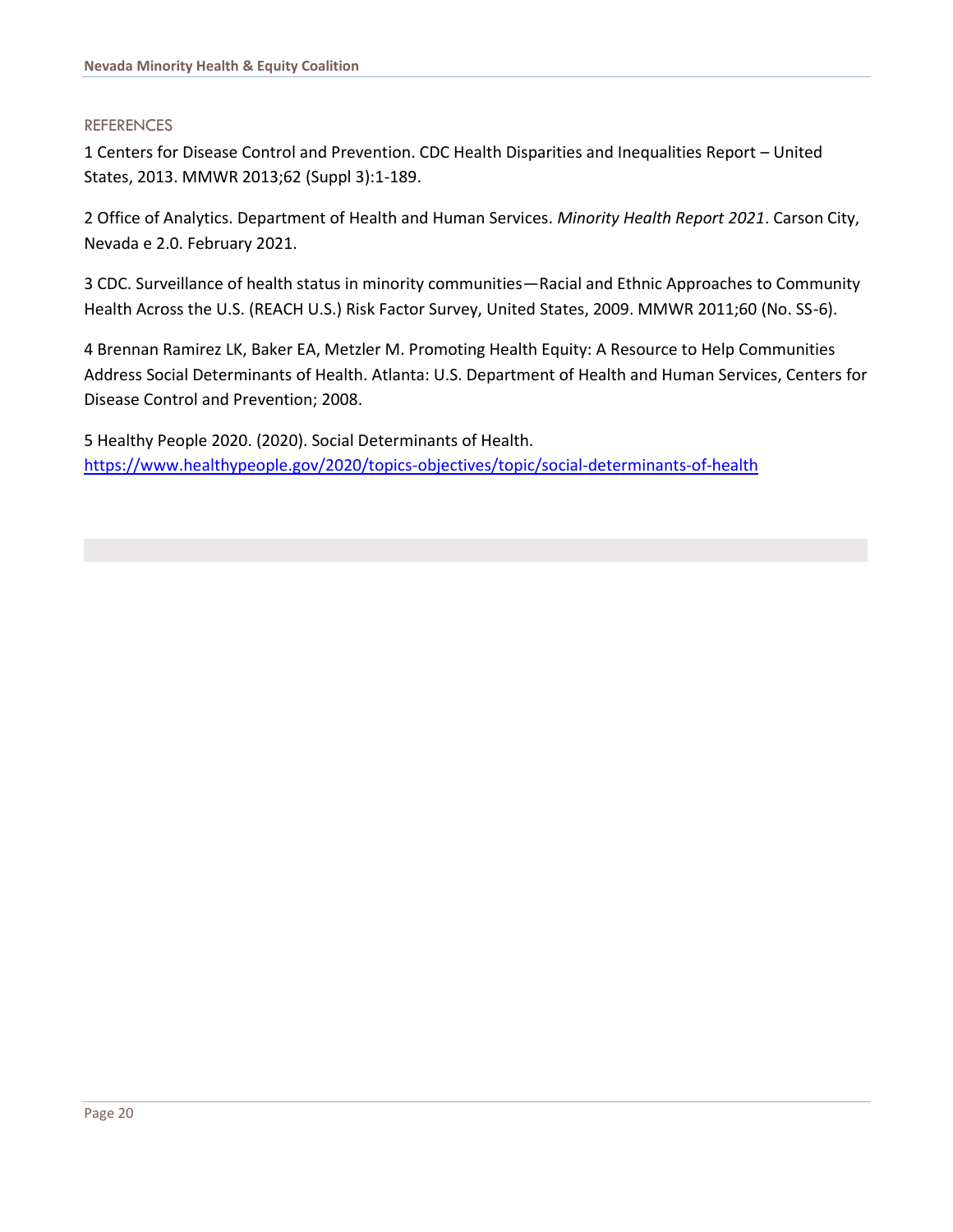## REFERENCES

1 Centers for Disease Control and Prevention. CDC Health Disparities and Inequalities Report – United States, 2013. MMWR 2013;62 (Suppl 3):1-189.

2 Office of Analytics. Department of Health and Human Services. *Minority Health Report 2021*. Carson City, Nevada e 2.0. February 2021.

3 CDC. Surveillance of health status in minority communities—Racial and Ethnic Approaches to Community Health Across the U.S. (REACH U.S.) Risk Factor Survey, United States, 2009. MMWR 2011;60 (No. SS-6).

4 Brennan Ramirez LK, Baker EA, Metzler M. Promoting Health Equity: A Resource to Help Communities Address Social Determinants of Health. Atlanta: U.S. Department of Health and Human Services, Centers for Disease Control and Prevention; 2008.

5 Healthy People 2020. (2020). Social Determinants of Health. https://www.healthypeople.gov/2020/topics-objectives/topic/social-determinants-of-health